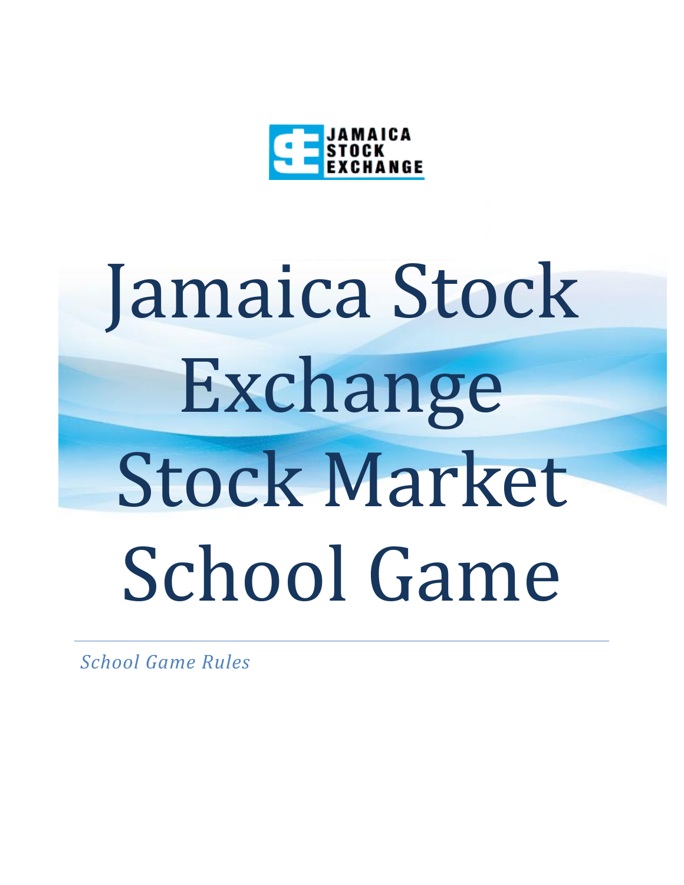JAMAICA STOCK EXCHANGE

# Jamaica Stock Exchange Stock Market School Game

*School Game Rules*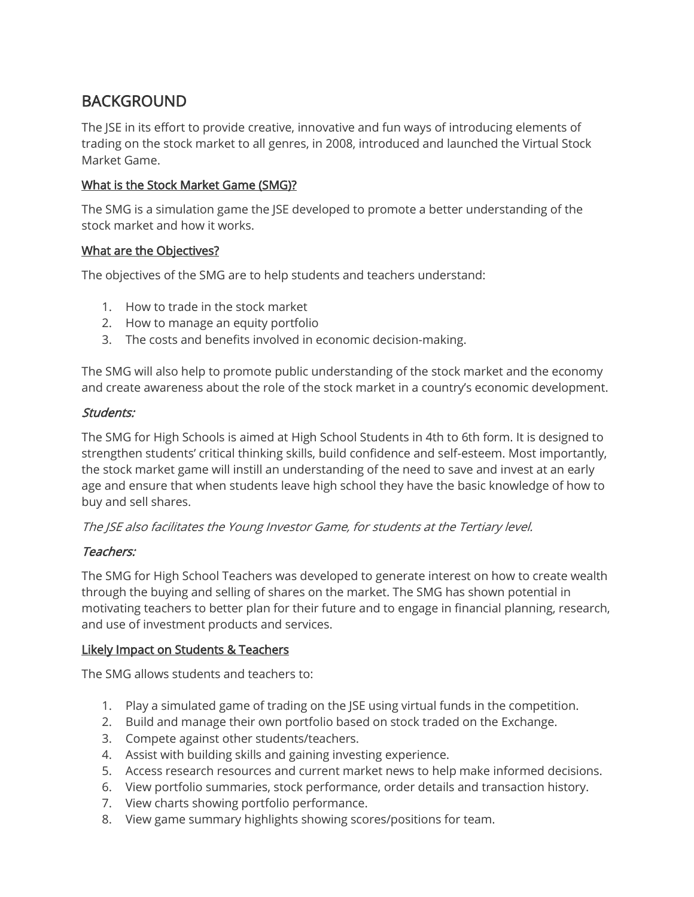# BACKGROUND

The JSE in its effort to provide creative, innovative and fun ways of introducing elements of trading on the stock market to all genres, in 2008, introduced and launched the Virtual Stock Market Game.

<u>What is the Stock Market Game (SMG)?</u>

The SMG is a simulation game the JSE developed to promote a better understanding of the stock market and how it works.

<u>What are the Objectives?</u>

The objectives of the SMG are to help students and teachers understand:

1. How to trade in the stock market
2. How to manage an equity portfolio
3. The costs and benefits involved in economic decision-making.

The SMG will also help to promote public understanding of the stock market and the economy and create awareness about the role of the stock market in a country's economic development.

### *Students:*

The SMG for High Schools is aimed at High School Students in 4th to 6th form. It is designed to strengthen students' critical thinking skills, build confidence and self-esteem. Most importantly, the stock market game will instill an understanding of the need to save and invest at an early age and ensure that when students leave high school they have the basic knowledge of how to buy and sell shares.

*The JSE also facilitates the Young Investor Game, for students at the Tertiary level.*

### *Teachers:*

The SMG for High School Teachers was developed to generate interest on how to create wealth through the buying and selling of shares on the market. The SMG has shown potential in motivating teachers to better plan for their future and to engage in financial planning, research, and use of investment products and services.

<u>Likely Impact on Students & Teachers</u>

The SMG allows students and teachers to:

1. Play a simulated game of trading on the JSE using virtual funds in the competition.
2. Build and manage their own portfolio based on stock traded on the Exchange.
3. Compete against other students/teachers.
4. Assist with building skills and gaining investing experience.
5. Access research resources and current market news to help make informed decisions.
6. View portfolio summaries, stock performance, order details and transaction history.
7. View charts showing portfolio performance.
8. View game summary highlights showing scores/positions for team.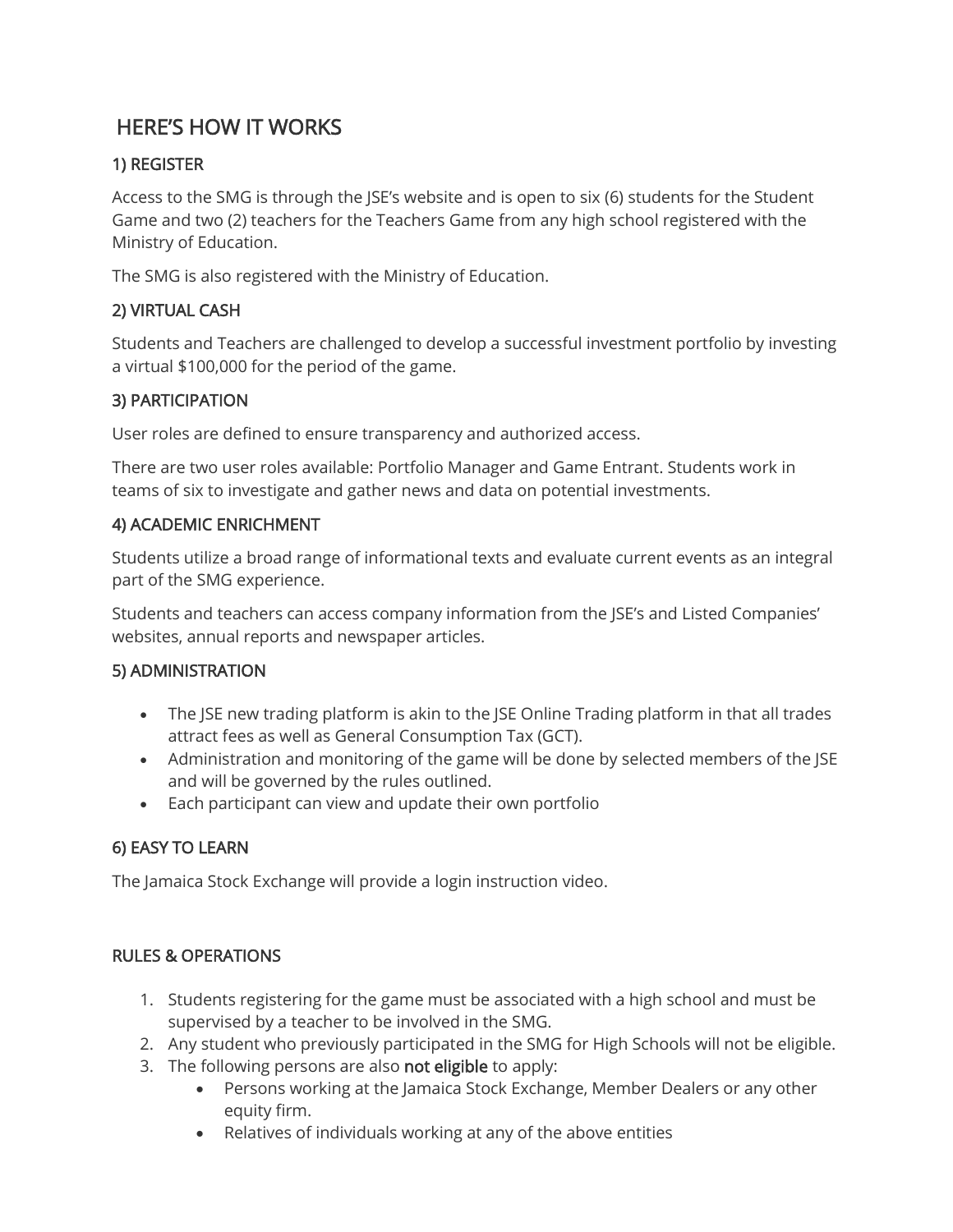# HERE'S HOW IT WORKS

## 1) REGISTER

Access to the SMG is through the JSE's website and is open to six (6) students for the Student Game and two (2) teachers for the Teachers Game from any high school registered with the Ministry of Education.

The SMG is also registered with the Ministry of Education.

## 2) VIRTUAL CASH

Students and Teachers are challenged to develop a successful investment portfolio by investing a virtual $100,000 for the period of the game.

## 3) PARTICIPATION

User roles are defined to ensure transparency and authorized access.

There are two user roles available: Portfolio Manager and Game Entrant. Students work in teams of six to investigate and gather news and data on potential investments.

## 4) ACADEMIC ENRICHMENT

Students utilize a broad range of informational texts and evaluate current events as an integral part of the SMG experience.

Students and teachers can access company information from the JSE's and Listed Companies' websites, annual reports and newspaper articles.

## 5) ADMINISTRATION

- The JSE new trading platform is akin to the JSE Online Trading platform in that all trades attract fees as well as General Consumption Tax (GCT).
- Administration and monitoring of the game will be done by selected members of the JSE and will be governed by the rules outlined.
- Each participant can view and update their own portfolio

## 6) EASY TO LEARN

The Jamaica Stock Exchange will provide a login instruction video.

## RULES & OPERATIONS

1. Students registering for the game must be associated with a high school and must be supervised by a teacher to be involved in the SMG.
2. Any student who previously participated in the SMG for High Schools will not be eligible.
3. The following persons are also **not eligible** to apply:
   - Persons working at the Jamaica Stock Exchange, Member Dealers or any other equity firm.
   - Relatives of individuals working at any of the above entities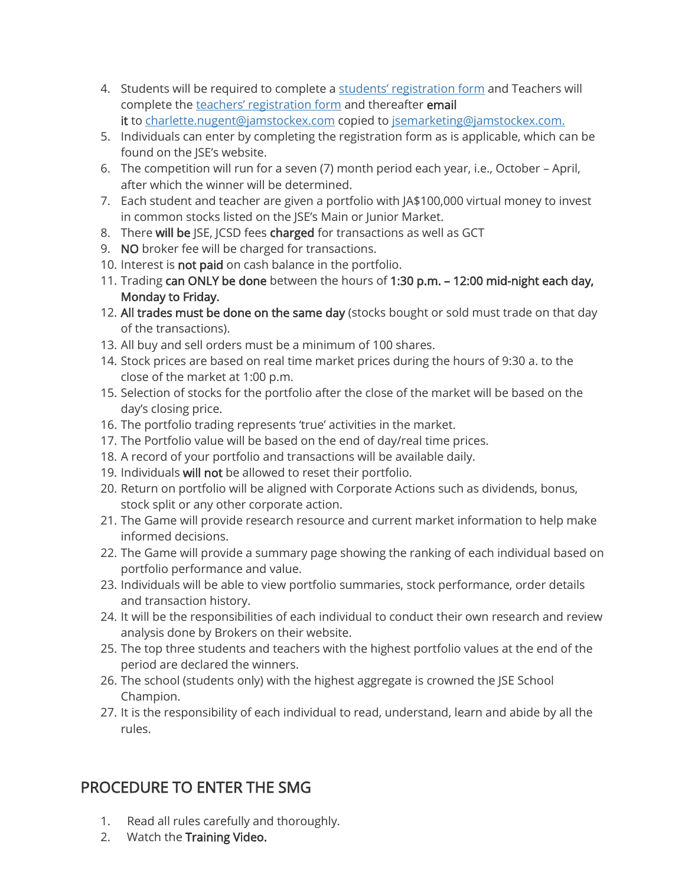4. Students will be required to complete a [students' registration form]() and Teachers will complete the [teachers' registration form]() and thereafter **email it** to [charlette.nugent@jamstockex.com]() copied to [jsemarketing@jamstockex.com.]()
5. Individuals can enter by completing the registration form as is applicable, which can be found on the JSE's website.
6. The competition will run for a seven (7) month period each year, i.e., October – April, after which the winner will be determined.
7. Each student and teacher are given a portfolio with JA$100,000 virtual money to invest in common stocks listed on the JSE's Main or Junior Market.
8. There **will be** JSE, JCSD fees **charged** for transactions as well as GCT
9. **NO** broker fee will be charged for transactions.
10. Interest is **not paid** on cash balance in the portfolio.
11. Trading **can ONLY be done** between the hours of **1:30 p.m. – 12:00 mid-night each day, Monday to Friday.**
12. **All trades must be done on the same day** (stocks bought or sold must trade on that day of the transactions).
13. All buy and sell orders must be a minimum of 100 shares.
14. Stock prices are based on real time market prices during the hours of 9:30 a. to the close of the market at 1:00 p.m.
15. Selection of stocks for the portfolio after the close of the market will be based on the day's closing price.
16. The portfolio trading represents 'true' activities in the market.
17. The Portfolio value will be based on the end of day/real time prices.
18. A record of your portfolio and transactions will be available daily.
19. Individuals **will not** be allowed to reset their portfolio.
20. Return on portfolio will be aligned with Corporate Actions such as dividends, bonus, stock split or any other corporate action.
21. The Game will provide research resource and current market information to help make informed decisions.
22. The Game will provide a summary page showing the ranking of each individual based on portfolio performance and value.
23. Individuals will be able to view portfolio summaries, stock performance, order details and transaction history.
24. It will be the responsibilities of each individual to conduct their own research and review analysis done by Brokers on their website.
25. The top three students and teachers with the highest portfolio values at the end of the period are declared the winners.
26. The school (students only) with the highest aggregate is crowned the JSE School Champion.
27. It is the responsibility of each individual to read, understand, learn and abide by all the rules.

## PROCEDURE TO ENTER THE SMG

1. Read all rules carefully and thoroughly.
2. Watch the **Training Video.**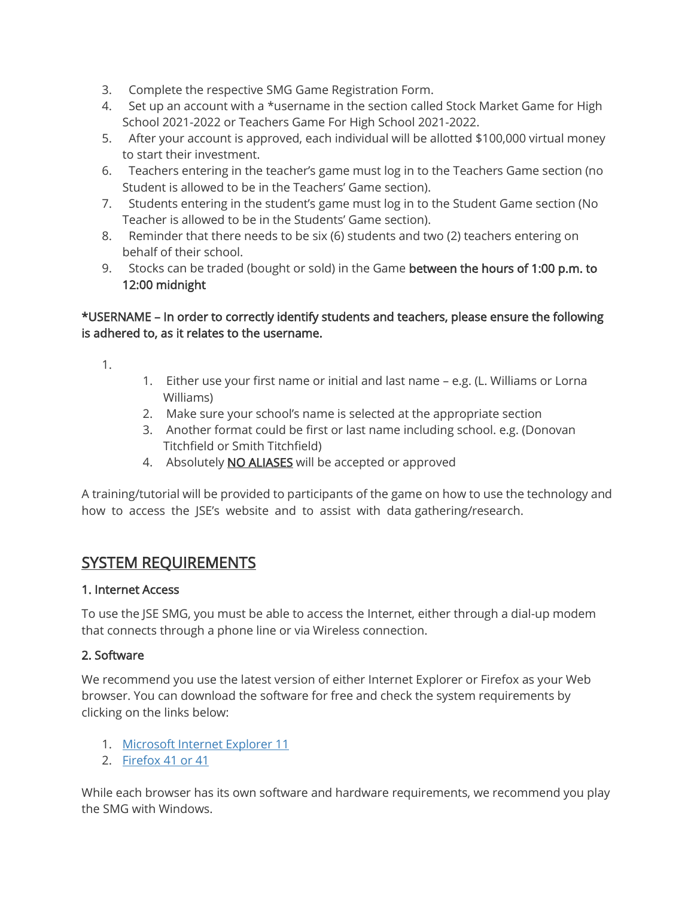3. Complete the respective SMG Game Registration Form.
4. Set up an account with a *username in the section called Stock Market Game for High School 2021-2022 or Teachers Game For High School 2021-2022.
5. After your account is approved, each individual will be allotted $100,000 virtual money to start their investment.
6. Teachers entering in the teacher's game must log in to the Teachers Game section (no Student is allowed to be in the Teachers' Game section).
7. Students entering in the student's game must log in to the Student Game section (No Teacher is allowed to be in the Students' Game section).
8. Reminder that there needs to be six (6) students and two (2) teachers entering on behalf of their school.
9. Stocks can be traded (bought or sold) in the Game **between the hours of 1:00 p.m. to 12:00 midnight**

**\*USERNAME – In order to correctly identify students and teachers, please ensure the following is adhered to, as it relates to the username.**

1.
    1. Either use your first name or initial and last name – e.g. (L. Williams or Lorna Williams)
    2. Make sure your school's name is selected at the appropriate section
    3. Another format could be first or last name including school. e.g. (Donovan Titchfield or Smith Titchfield)
    4. Absolutely <u>NO ALIASES</u> will be accepted or approved

A training/tutorial will be provided to participants of the game on how to use the technology and how to access the JSE's website and to assist with data gathering/research.

## <u>SYSTEM REQUIREMENTS</u>

**1. Internet Access**

To use the JSE SMG, you must be able to access the Internet, either through a dial-up modem that connects through a phone line or via Wireless connection.

**2. Software**

We recommend you use the latest version of either Internet Explorer or Firefox as your Web browser. You can download the software for free and check the system requirements by clicking on the links below:

1. Microsoft Internet Explorer 11
2. Firefox 41 or 41

While each browser has its own software and hardware requirements, we recommend you play the SMG with Windows.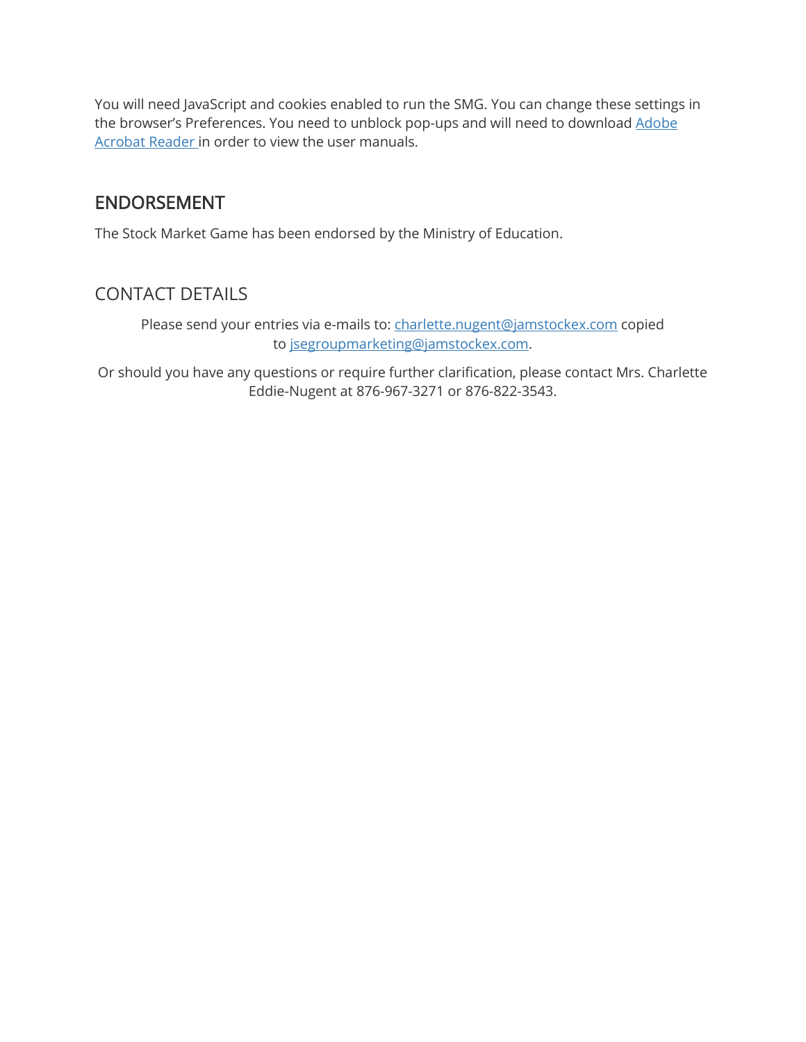You will need JavaScript and cookies enabled to run the SMG. You can change these settings in the browser's Preferences. You need to unblock pop-ups and will need to download Adobe Acrobat Reader in order to view the user manuals.

## ENDORSEMENT

The Stock Market Game has been endorsed by the Ministry of Education.

## CONTACT DETAILS

Please send your entries via e-mails to: charlette.nugent@jamstockex.com copied to jsegroupmarketing@jamstockex.com.

Or should you have any questions or require further clarification, please contact Mrs. Charlette Eddie-Nugent at 876-967-3271 or 876-822-3543.